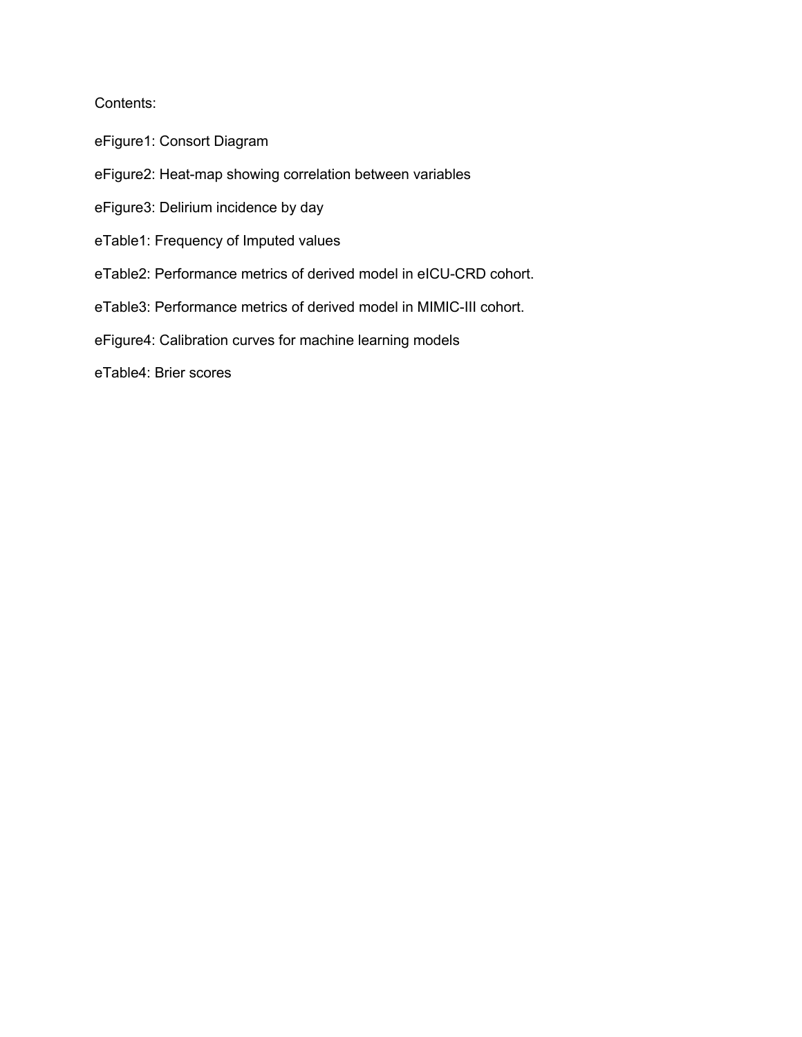Contents:

eFigure1: Consort Diagram

eFigure2: Heat-map showing correlation between variables

eFigure3: Delirium incidence by day

eTable1: Frequency of Imputed values

eTable2: Performance metrics of derived model in eICU-CRD cohort.

eTable3: Performance metrics of derived model in MIMIC-III cohort.

eFigure4: Calibration curves for machine learning models

eTable4: Brier scores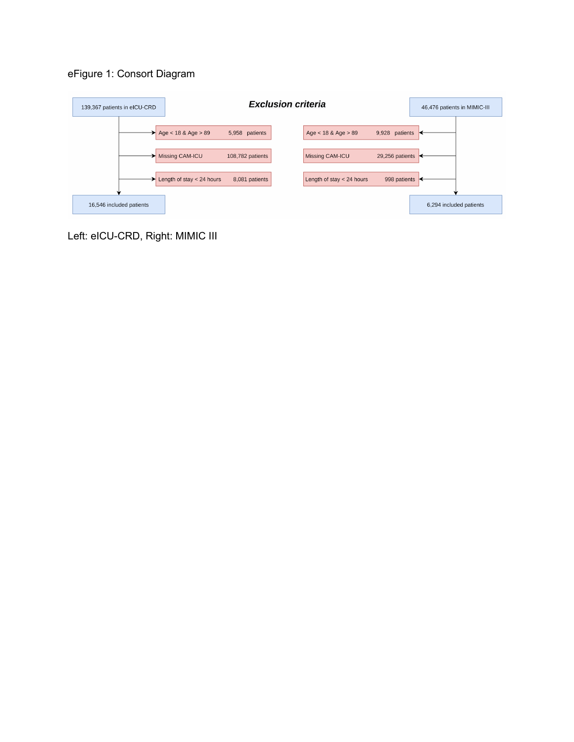eFigure 1: Consort Diagram

**_Exclusion criteria_**

139,367 patients in eICU-CRD

- Age < 18 & Age > 89 — 5,958 patients
- Missing CAM-ICU — 108,782 patients
- Length of stay < 24 hours — 8,081 patients

16,546 included patients

46,476 patients in MIMIC-III

- Age < 18 & Age > 89 — 9,928 patients
- Missing CAM-ICU — 29,256 patients
- Length of stay < 24 hours — 998 patients

6,294 included patients

Left: eICU-CRD, Right: MIMIC III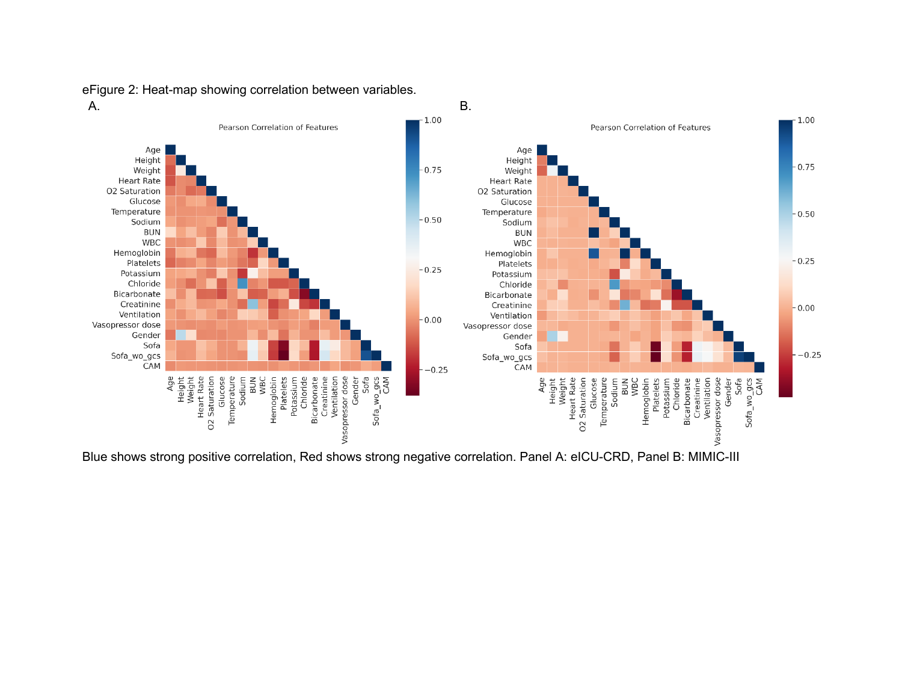eFigure 2: Heat-map showing correlation between variables.

Blue shows strong positive correlation, Red shows strong negative correlation. Panel A: eICU-CRD, Panel B: MIMIC-III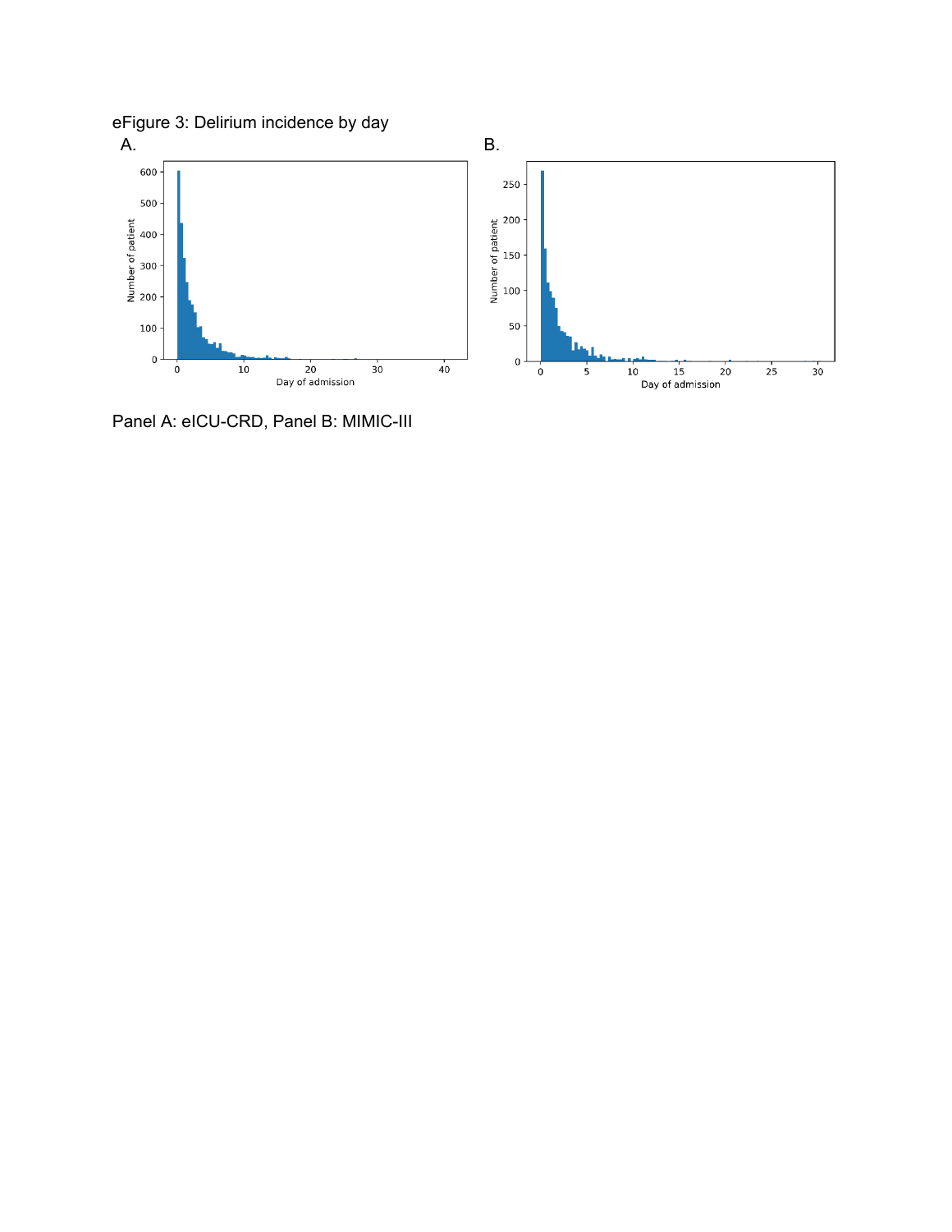eFigure 3: Delirium incidence by day

A.

B.

Panel A: eICU-CRD, Panel B: MIMIC-III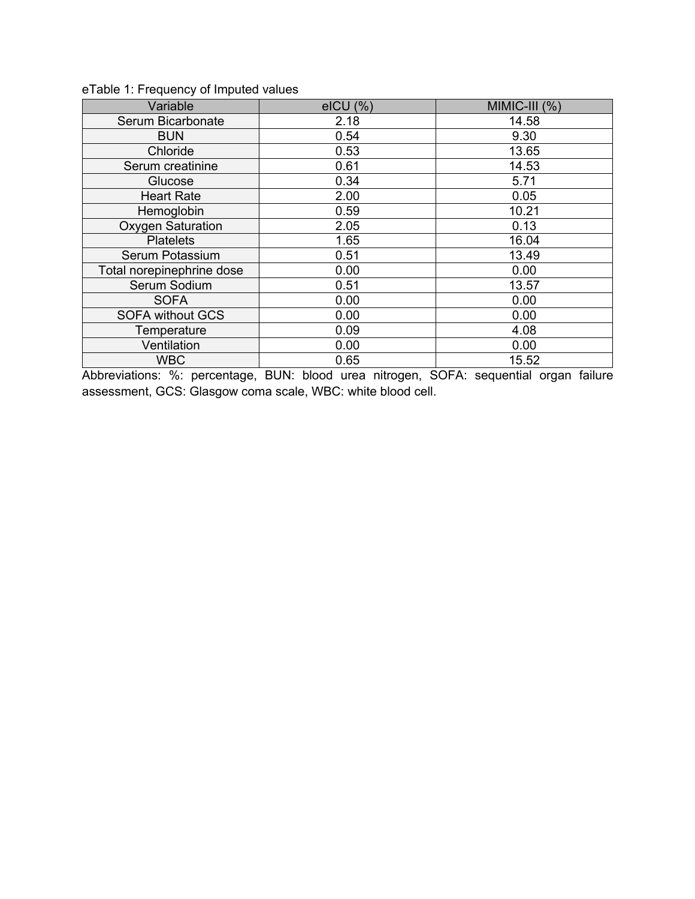eTable 1: Frequency of Imputed values

| Variable | eICU (%) | MIMIC-III (%) |
|---|---|---|
| Serum Bicarbonate | 2.18 | 14.58 |
| BUN | 0.54 | 9.30 |
| Chloride | 0.53 | 13.65 |
| Serum creatinine | 0.61 | 14.53 |
| Glucose | 0.34 | 5.71 |
| Heart Rate | 2.00 | 0.05 |
| Hemoglobin | 0.59 | 10.21 |
| Oxygen Saturation | 2.05 | 0.13 |
| Platelets | 1.65 | 16.04 |
| Serum Potassium | 0.51 | 13.49 |
| Total norepinephrine dose | 0.00 | 0.00 |
| Serum Sodium | 0.51 | 13.57 |
| SOFA | 0.00 | 0.00 |
| SOFA without GCS | 0.00 | 0.00 |
| Temperature | 0.09 | 4.08 |
| Ventilation | 0.00 | 0.00 |
| WBC | 0.65 | 15.52 |

Abbreviations: %: percentage, BUN: blood urea nitrogen, SOFA: sequential organ failure assessment, GCS: Glasgow coma scale, WBC: white blood cell.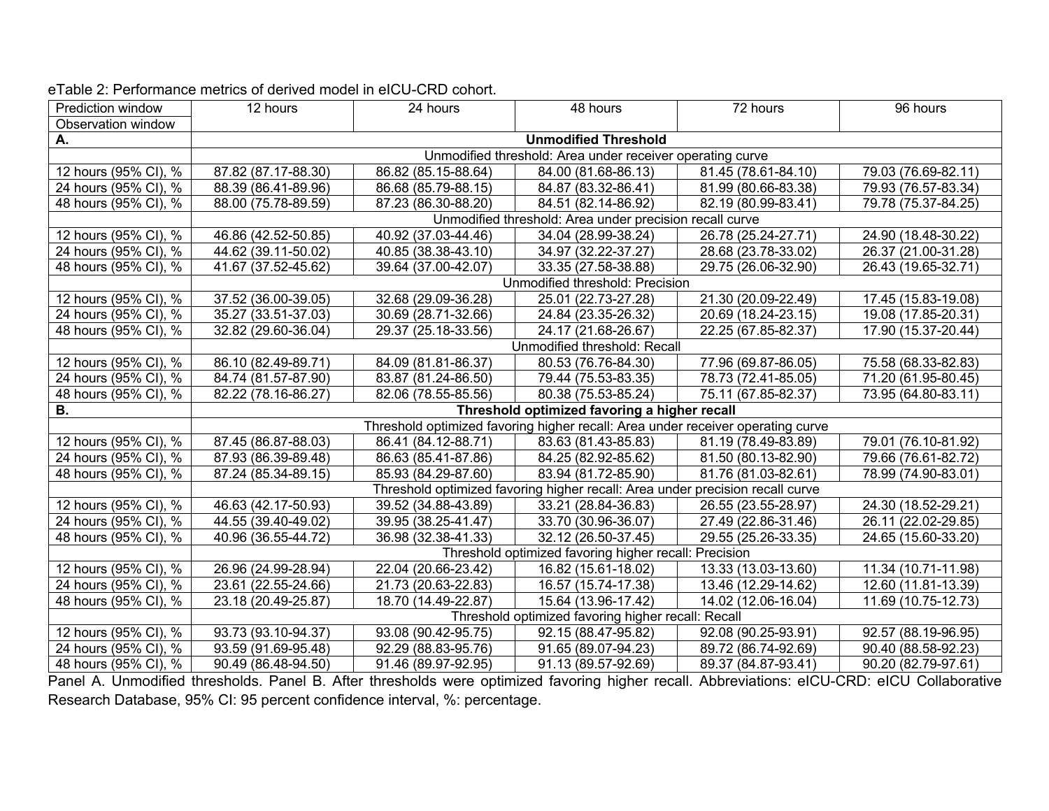eTable 2: Performance metrics of derived model in eICU-CRD cohort.

| Prediction window<br>Observation window | 12 hours | 24 hours | 48 hours | 72 hours | 96 hours |
|---|---|---|---|---|---|
| **A.** | **Unmodified Threshold** | | | | |
| | Unmodified threshold: Area under receiver operating curve | | | | |
| 12 hours (95% CI), % | 87.82 (87.17-88.30) | 86.82 (85.15-88.64) | 84.00 (81.68-86.13) | 81.45 (78.61-84.10) | 79.03 (76.69-82.11) |
| 24 hours (95% CI), % | 88.39 (86.41-89.96) | 86.68 (85.79-88.15) | 84.87 (83.32-86.41) | 81.99 (80.66-83.38) | 79.93 (76.57-83.34) |
| 48 hours (95% CI), % | 88.00 (75.78-89.59) | 87.23 (86.30-88.20) | 84.51 (82.14-86.92) | 82.19 (80.99-83.41) | 79.78 (75.37-84.25) |
| | Unmodified threshold: Area under precision recall curve | | | | |
| 12 hours (95% CI), % | 46.86 (42.52-50.85) | 40.92 (37.03-44.46) | 34.04 (28.99-38.24) | 26.78 (25.24-27.71) | 24.90 (18.48-30.22) |
| 24 hours (95% CI), % | 44.62 (39.11-50.02) | 40.85 (38.38-43.10) | 34.97 (32.22-37.27) | 28.68 (23.78-33.02) | 26.37 (21.00-31.28) |
| 48 hours (95% CI), % | 41.67 (37.52-45.62) | 39.64 (37.00-42.07) | 33.35 (27.58-38.88) | 29.75 (26.06-32.90) | 26.43 (19.65-32.71) |
| | Unmodified threshold: Precision | | | | |
| 12 hours (95% CI), % | 37.52 (36.00-39.05) | 32.68 (29.09-36.28) | 25.01 (22.73-27.28) | 21.30 (20.09-22.49) | 17.45 (15.83-19.08) |
| 24 hours (95% CI), % | 35.27 (33.51-37.03) | 30.69 (28.71-32.66) | 24.84 (23.35-26.32) | 20.69 (18.24-23.15) | 19.08 (17.85-20.31) |
| 48 hours (95% CI), % | 32.82 (29.60-36.04) | 29.37 (25.18-33.56) | 24.17 (21.68-26.67) | 22.25 (67.85-82.37) | 17.90 (15.37-20.44) |
| | Unmodified threshold: Recall | | | | |
| 12 hours (95% CI), % | 86.10 (82.49-89.71) | 84.09 (81.81-86.37) | 80.53 (76.76-84.30) | 77.96 (69.87-86.05) | 75.58 (68.33-82.83) |
| 24 hours (95% CI), % | 84.74 (81.57-87.90) | 83.87 (81.24-86.50) | 79.44 (75.53-83.35) | 78.73 (72.41-85.05) | 71.20 (61.95-80.45) |
| 48 hours (95% CI), % | 82.22 (78.16-86.27) | 82.06 (78.55-85.56) | 80.38 (75.53-85.24) | 75.11 (67.85-82.37) | 73.95 (64.80-83.11) |
| **B.** | **Threshold optimized favoring a higher recall** | | | | |
| | Threshold optimized favoring higher recall: Area under receiver operating curve | | | | |
| 12 hours (95% CI), % | 87.45 (86.87-88.03) | 86.41 (84.12-88.71) | 83.63 (81.43-85.83) | 81.19 (78.49-83.89) | 79.01 (76.10-81.92) |
| 24 hours (95% CI), % | 87.93 (86.39-89.48) | 86.63 (85.41-87.86) | 84.25 (82.92-85.62) | 81.50 (80.13-82.90) | 79.66 (76.61-82.72) |
| 48 hours (95% CI), % | 87.24 (85.34-89.15) | 85.93 (84.29-87.60) | 83.94 (81.72-85.90) | 81.76 (81.03-82.61) | 78.99 (74.90-83.01) |
| | Threshold optimized favoring higher recall: Area under precision recall curve | | | | |
| 12 hours (95% CI), % | 46.63 (42.17-50.93) | 39.52 (34.88-43.89) | 33.21 (28.84-36.83) | 26.55 (23.55-28.97) | 24.30 (18.52-29.21) |
| 24 hours (95% CI), % | 44.55 (39.40-49.02) | 39.95 (38.25-41.47) | 33.70 (30.96-36.07) | 27.49 (22.86-31.46) | 26.11 (22.02-29.85) |
| 48 hours (95% CI), % | 40.96 (36.55-44.72) | 36.98 (32.38-41.33) | 32.12 (26.50-37.45) | 29.55 (25.26-33.35) | 24.65 (15.60-33.20) |
| | Threshold optimized favoring higher recall: Precision | | | | |
| 12 hours (95% CI), % | 26.96 (24.99-28.94) | 22.04 (20.66-23.42) | 16.82 (15.61-18.02) | 13.33 (13.03-13.60) | 11.34 (10.71-11.98) |
| 24 hours (95% CI), % | 23.61 (22.55-24.66) | 21.73 (20.63-22.83) | 16.57 (15.74-17.38) | 13.46 (12.29-14.62) | 12.60 (11.81-13.39) |
| 48 hours (95% CI), % | 23.18 (20.49-25.87) | 18.70 (14.49-22.87) | 15.64 (13.96-17.42) | 14.02 (12.06-16.04) | 11.69 (10.75-12.73) |
| | Threshold optimized favoring higher recall: Recall | | | | |
| 12 hours (95% CI), % | 93.73 (93.10-94.37) | 93.08 (90.42-95.75) | 92.15 (88.47-95.82) | 92.08 (90.25-93.91) | 92.57 (88.19-96.95) |
| 24 hours (95% CI), % | 93.59 (91.69-95.48) | 92.29 (88.83-95.76) | 91.65 (89.07-94.23) | 89.72 (86.74-92.69) | 90.40 (88.58-92.23) |
| 48 hours (95% CI), % | 90.49 (86.48-94.50) | 91.46 (89.97-92.95) | 91.13 (89.57-92.69) | 89.37 (84.87-93.41) | 90.20 (82.79-97.61) |

Panel A. Unmodified thresholds. Panel B. After thresholds were optimized favoring higher recall. Abbreviations: eICU-CRD: eICU Collaborative Research Database, 95% CI: 95 percent confidence interval, %: percentage.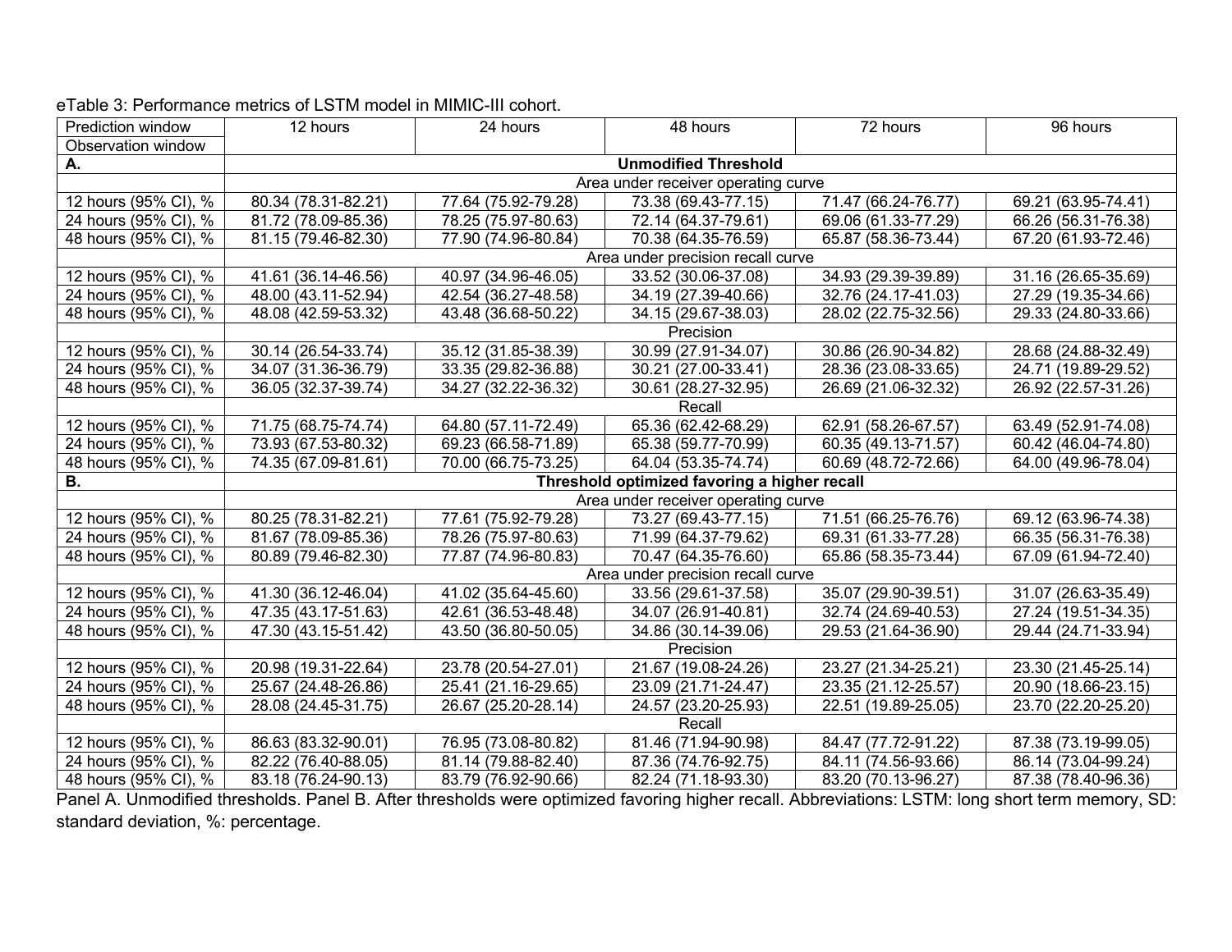eTable 3: Performance metrics of LSTM model in MIMIC-III cohort.

| Prediction window<br>Observation window | 12 hours | 24 hours | 48 hours | 72 hours | 96 hours |
|---|---|---|---|---|---|
| **A.** | | | **Unmodified Threshold** | | |
| | | | Area under receiver operating curve | | |
| 12 hours (95% CI), % | 80.34 (78.31-82.21) | 77.64 (75.92-79.28) | 73.38 (69.43-77.15) | 71.47 (66.24-76.77) | 69.21 (63.95-74.41) |
| 24 hours (95% CI), % | 81.72 (78.09-85.36) | 78.25 (75.97-80.63) | 72.14 (64.37-79.61) | 69.06 (61.33-77.29) | 66.26 (56.31-76.38) |
| 48 hours (95% CI), % | 81.15 (79.46-82.30) | 77.90 (74.96-80.84) | 70.38 (64.35-76.59) | 65.87 (58.36-73.44) | 67.20 (61.93-72.46) |
| | | | Area under precision recall curve | | |
| 12 hours (95% CI), % | 41.61 (36.14-46.56) | 40.97 (34.96-46.05) | 33.52 (30.06-37.08) | 34.93 (29.39-39.89) | 31.16 (26.65-35.69) |
| 24 hours (95% CI), % | 48.00 (43.11-52.94) | 42.54 (36.27-48.58) | 34.19 (27.39-40.66) | 32.76 (24.17-41.03) | 27.29 (19.35-34.66) |
| 48 hours (95% CI), % | 48.08 (42.59-53.32) | 43.48 (36.68-50.22) | 34.15 (29.67-38.03) | 28.02 (22.75-32.56) | 29.33 (24.80-33.66) |
| | | | Precision | | |
| 12 hours (95% CI), % | 30.14 (26.54-33.74) | 35.12 (31.85-38.39) | 30.99 (27.91-34.07) | 30.86 (26.90-34.82) | 28.68 (24.88-32.49) |
| 24 hours (95% CI), % | 34.07 (31.36-36.79) | 33.35 (29.82-36.88) | 30.21 (27.00-33.41) | 28.36 (23.08-33.65) | 24.71 (19.89-29.52) |
| 48 hours (95% CI), % | 36.05 (32.37-39.74) | 34.27 (32.22-36.32) | 30.61 (28.27-32.95) | 26.69 (21.06-32.32) | 26.92 (22.57-31.26) |
| | | | Recall | | |
| 12 hours (95% CI), % | 71.75 (68.75-74.74) | 64.80 (57.11-72.49) | 65.36 (62.42-68.29) | 62.91 (58.26-67.57) | 63.49 (52.91-74.08) |
| 24 hours (95% CI), % | 73.93 (67.53-80.32) | 69.23 (66.58-71.89) | 65.38 (59.77-70.99) | 60.35 (49.13-71.57) | 60.42 (46.04-74.80) |
| 48 hours (95% CI), % | 74.35 (67.09-81.61) | 70.00 (66.75-73.25) | 64.04 (53.35-74.74) | 60.69 (48.72-72.66) | 64.00 (49.96-78.04) |
| **B.** | | | **Threshold optimized favoring a higher recall** | | |
| | | | Area under receiver operating curve | | |
| 12 hours (95% CI), % | 80.25 (78.31-82.21) | 77.61 (75.92-79.28) | 73.27 (69.43-77.15) | 71.51 (66.25-76.76) | 69.12 (63.96-74.38) |
| 24 hours (95% CI), % | 81.67 (78.09-85.36) | 78.26 (75.97-80.63) | 71.99 (64.37-79.62) | 69.31 (61.33-77.28) | 66.35 (56.31-76.38) |
| 48 hours (95% CI), % | 80.89 (79.46-82.30) | 77.87 (74.96-80.83) | 70.47 (64.35-76.60) | 65.86 (58.35-73.44) | 67.09 (61.94-72.40) |
| | | | Area under precision recall curve | | |
| 12 hours (95% CI), % | 41.30 (36.12-46.04) | 41.02 (35.64-45.60) | 33.56 (29.61-37.58) | 35.07 (29.90-39.51) | 31.07 (26.63-35.49) |
| 24 hours (95% CI), % | 47.35 (43.17-51.63) | 42.61 (36.53-48.48) | 34.07 (26.91-40.81) | 32.74 (24.69-40.53) | 27.24 (19.51-34.35) |
| 48 hours (95% CI), % | 47.30 (43.15-51.42) | 43.50 (36.80-50.05) | 34.86 (30.14-39.06) | 29.53 (21.64-36.90) | 29.44 (24.71-33.94) |
| | | | Precision | | |
| 12 hours (95% CI), % | 20.98 (19.31-22.64) | 23.78 (20.54-27.01) | 21.67 (19.08-24.26) | 23.27 (21.34-25.21) | 23.30 (21.45-25.14) |
| 24 hours (95% CI), % | 25.67 (24.48-26.86) | 25.41 (21.16-29.65) | 23.09 (21.71-24.47) | 23.35 (21.12-25.57) | 20.90 (18.66-23.15) |
| 48 hours (95% CI), % | 28.08 (24.45-31.75) | 26.67 (25.20-28.14) | 24.57 (23.20-25.93) | 22.51 (19.89-25.05) | 23.70 (22.20-25.20) |
| | | | Recall | | |
| 12 hours (95% CI), % | 86.63 (83.32-90.01) | 76.95 (73.08-80.82) | 81.46 (71.94-90.98) | 84.47 (77.72-91.22) | 87.38 (73.19-99.05) |
| 24 hours (95% CI), % | 82.22 (76.40-88.05) | 81.14 (79.88-82.40) | 87.36 (74.76-92.75) | 84.11 (74.56-93.66) | 86.14 (73.04-99.24) |
| 48 hours (95% CI), % | 83.18 (76.24-90.13) | 83.79 (76.92-90.66) | 82.24 (71.18-93.30) | 83.20 (70.13-96.27) | 87.38 (78.40-96.36) |

Panel A. Unmodified thresholds. Panel B. After thresholds were optimized favoring higher recall. Abbreviations: LSTM: long short term memory, SD: standard deviation, %: percentage.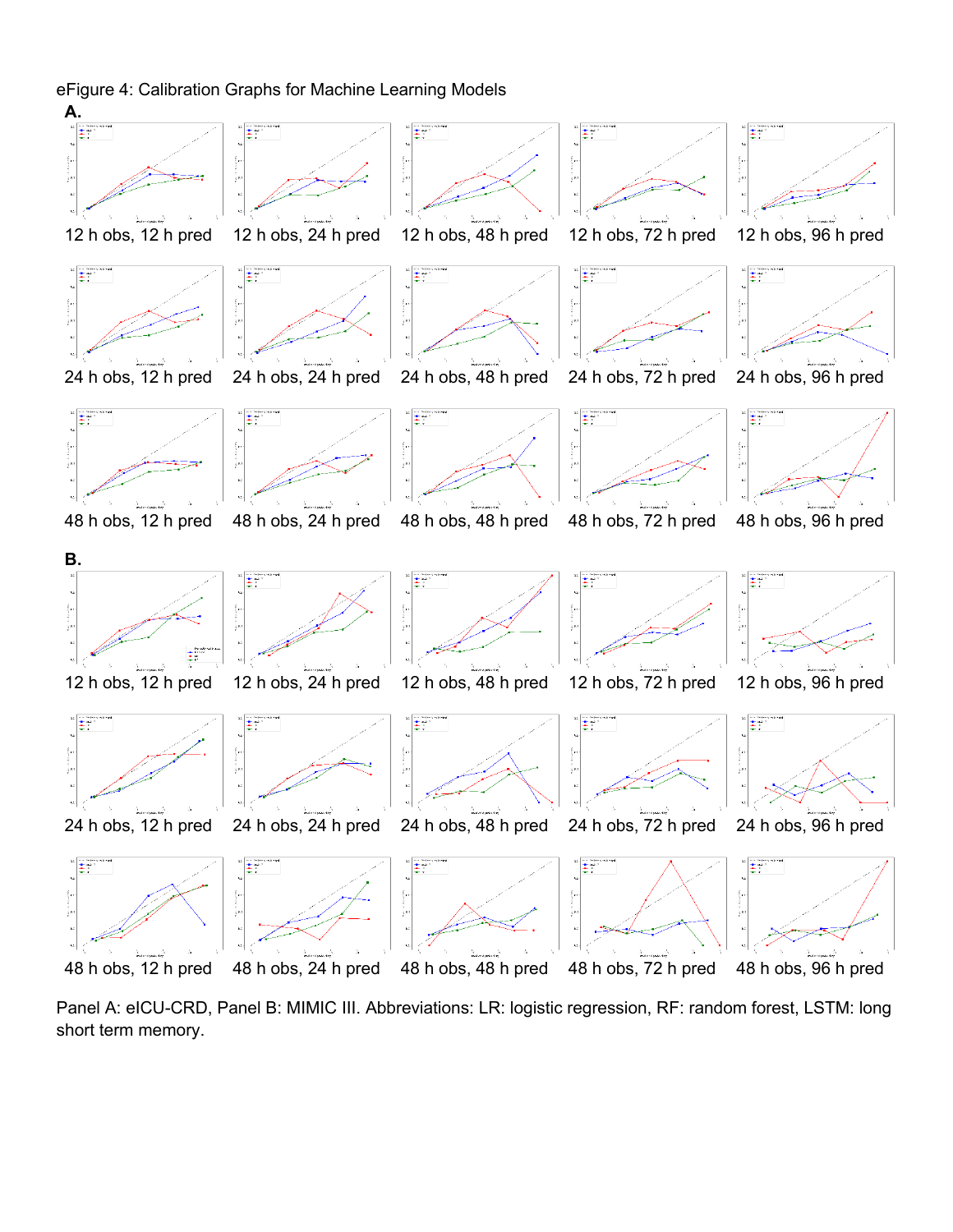eFigure 4: Calibration Graphs for Machine Learning Models

**A.**

12 h obs, 12 h pred

12 h obs, 24 h pred

12 h obs, 48 h pred

12 h obs, 72 h pred

12 h obs, 96 h pred

24 h obs, 12 h pred

24 h obs, 24 h pred

24 h obs, 48 h pred

24 h obs, 72 h pred

24 h obs, 96 h pred

48 h obs, 12 h pred

48 h obs, 24 h pred

48 h obs, 48 h pred

48 h obs, 72 h pred

48 h obs, 96 h pred

**B.**

12 h obs, 12 h pred

12 h obs, 24 h pred

12 h obs, 48 h pred

12 h obs, 72 h pred

12 h obs, 96 h pred

24 h obs, 12 h pred

24 h obs, 24 h pred

24 h obs, 48 h pred

24 h obs, 72 h pred

24 h obs, 96 h pred

48 h obs, 12 h pred

48 h obs, 24 h pred

48 h obs, 48 h pred

48 h obs, 72 h pred

48 h obs, 96 h pred

Panel A: eICU-CRD, Panel B: MIMIC III. Abbreviations: LR: logistic regression, RF: random forest, LSTM: long short term memory.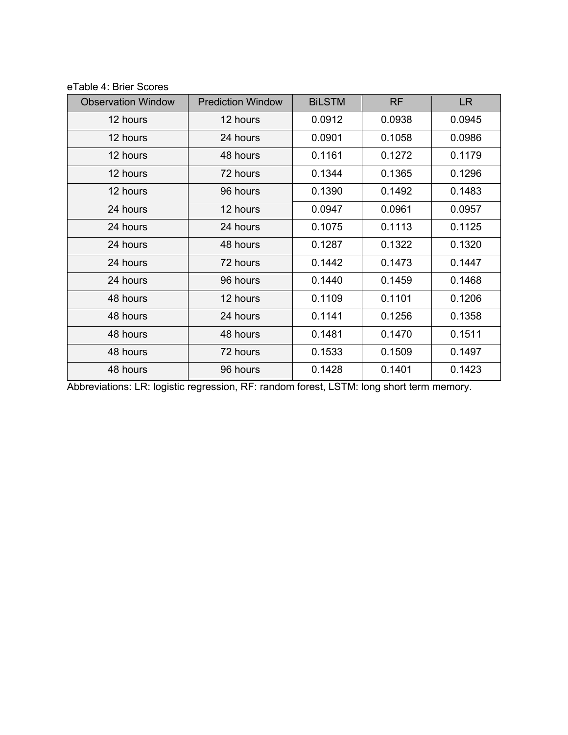eTable 4: Brier Scores

| Observation Window | Prediction Window | BiLSTM | RF | LR |
|---|---|---|---|---|
| 12 hours | 12 hours | 0.0912 | 0.0938 | 0.0945 |
| 12 hours | 24 hours | 0.0901 | 0.1058 | 0.0986 |
| 12 hours | 48 hours | 0.1161 | 0.1272 | 0.1179 |
| 12 hours | 72 hours | 0.1344 | 0.1365 | 0.1296 |
| 12 hours | 96 hours | 0.1390 | 0.1492 | 0.1483 |
| 24 hours | 12 hours | 0.0947 | 0.0961 | 0.0957 |
| 24 hours | 24 hours | 0.1075 | 0.1113 | 0.1125 |
| 24 hours | 48 hours | 0.1287 | 0.1322 | 0.1320 |
| 24 hours | 72 hours | 0.1442 | 0.1473 | 0.1447 |
| 24 hours | 96 hours | 0.1440 | 0.1459 | 0.1468 |
| 48 hours | 12 hours | 0.1109 | 0.1101 | 0.1206 |
| 48 hours | 24 hours | 0.1141 | 0.1256 | 0.1358 |
| 48 hours | 48 hours | 0.1481 | 0.1470 | 0.1511 |
| 48 hours | 72 hours | 0.1533 | 0.1509 | 0.1497 |
| 48 hours | 96 hours | 0.1428 | 0.1401 | 0.1423 |

Abbreviations: LR: logistic regression, RF: random forest, LSTM: long short term memory.